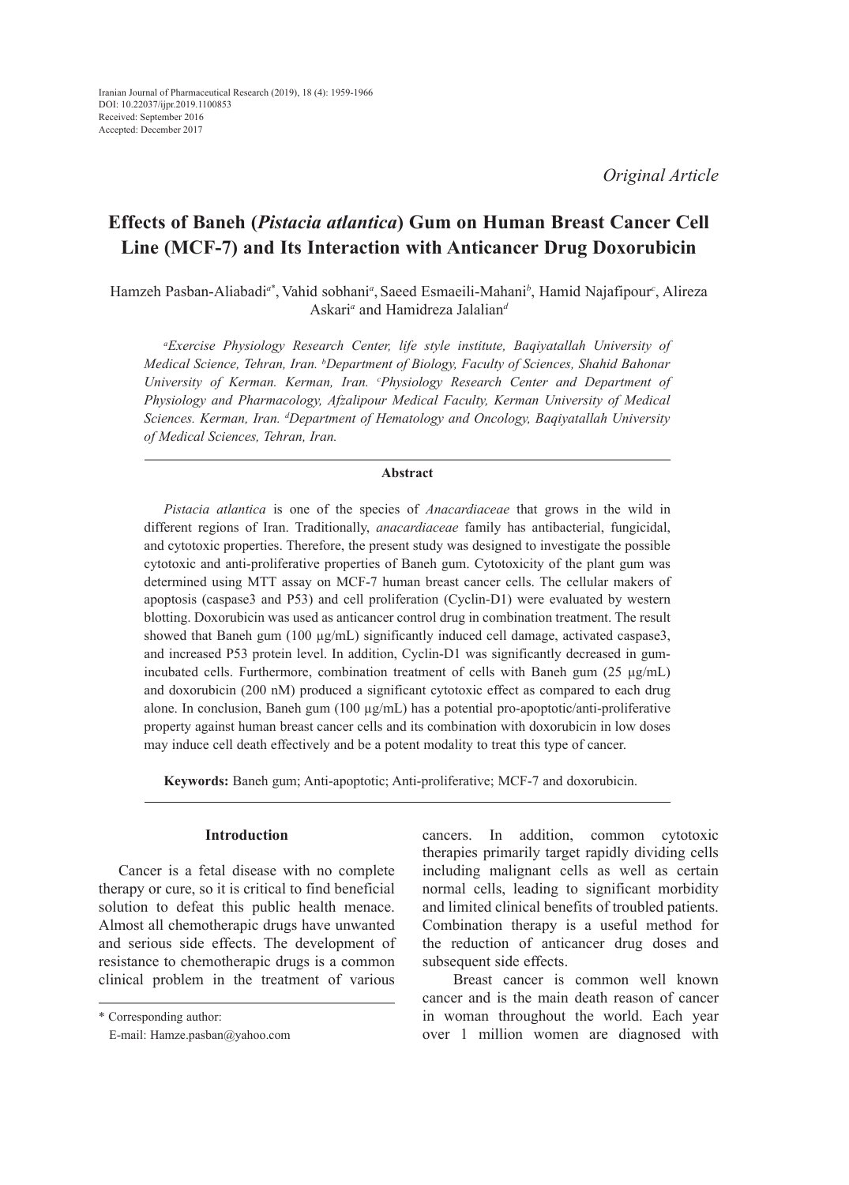Iranian Journal of Pharmaceutical Research (2019), 18 (4): 1959-1966
DOI: 10.22037/ijpr.2019.1100853
Received: September 2016
Accepted: December 2017

*Original Article*

# Effects of Baneh (*Pistacia atlantica*) Gum on Human Breast Cancer Cell Line (MCF-7) and Its Interaction with Anticancer Drug Doxorubicin

Hamzeh Pasban-Aliabadi[a*], Vahid sobhani[a], Saeed Esmaeili-Mahani[b], Hamid Najafipour[c], Alireza Askari[a] and Hamidreza Jalalian[d]

*[a]Exercise Physiology Research Center, life style institute, Baqiyatallah University of Medical Science, Tehran, Iran. [b]Department of Biology, Faculty of Sciences, Shahid Bahonar University of Kerman. Kerman, Iran. [c]Physiology Research Center and Department of Physiology and Pharmacology, Afzalipour Medical Faculty, Kerman University of Medical Sciences. Kerman, Iran. [d]Department of Hematology and Oncology, Baqiyatallah University of Medical Sciences, Tehran, Iran.*

## Abstract

*Pistacia atlantica* is one of the species of *Anacardiaceae* that grows in the wild in different regions of Iran. Traditionally, *anacardiaceae* family has antibacterial, fungicidal, and cytotoxic properties. Therefore, the present study was designed to investigate the possible cytotoxic and anti-proliferative properties of Baneh gum. Cytotoxicity of the plant gum was determined using MTT assay on MCF-7 human breast cancer cells. The cellular makers of apoptosis (caspase3 and P53) and cell proliferation (Cyclin-D1) were evaluated by western blotting. Doxorubicin was used as anticancer control drug in combination treatment. The result showed that Baneh gum (100 µg/mL) significantly induced cell damage, activated caspase3, and increased P53 protein level. In addition, Cyclin-D1 was significantly decreased in gum-incubated cells. Furthermore, combination treatment of cells with Baneh gum (25 µg/mL) and doxorubicin (200 nM) produced a significant cytotoxic effect as compared to each drug alone. In conclusion, Baneh gum (100 µg/mL) has a potential pro-apoptotic/anti-proliferative property against human breast cancer cells and its combination with doxorubicin in low doses may induce cell death effectively and be a potent modality to treat this type of cancer.

**Keywords:** Baneh gum; Anti-apoptotic; Anti-proliferative; MCF-7 and doxorubicin.

## Introduction

Cancer is a fetal disease with no complete therapy or cure, so it is critical to find beneficial solution to defeat this public health menace. Almost all chemotherapic drugs have unwanted and serious side effects. The development of resistance to chemotherapic drugs is a common clinical problem in the treatment of various cancers. In addition, common cytotoxic therapies primarily target rapidly dividing cells including malignant cells as well as certain normal cells, leading to significant morbidity and limited clinical benefits of troubled patients. Combination therapy is a useful method for the reduction of anticancer drug doses and subsequent side effects.

Breast cancer is common well known cancer and is the main death reason of cancer in woman throughout the world. Each year over 1 million women are diagnosed with

\* Corresponding author:
E-mail: Hamze.pasban@yahoo.com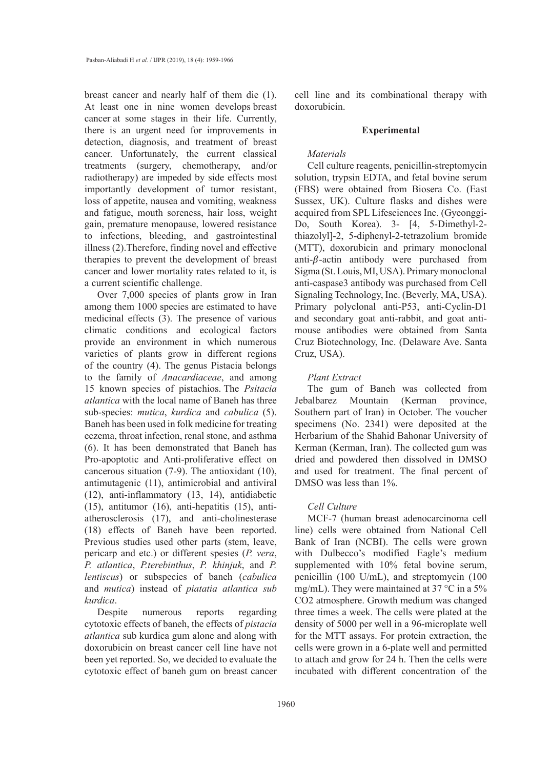breast cancer and nearly half of them die (1). At least one in nine women develops breast cancer at some stages in their life. Currently, there is an urgent need for improvements in detection, diagnosis, and treatment of breast cancer. Unfortunately, the current classical treatments (surgery, chemotherapy, and/or radiotherapy) are impeded by side effects most importantly development of tumor resistant, loss of appetite, nausea and vomiting, weakness and fatigue, mouth soreness, hair loss, weight gain, premature menopause, lowered resistance to infections, bleeding, and gastrointestinal illness (2).Therefore, finding novel and effective therapies to prevent the development of breast cancer and lower mortality rates related to it, is a current scientific challenge.

Over 7,000 species of plants grow in Iran among them 1000 species are estimated to have medicinal effects (3). The presence of various climatic conditions and ecological factors provide an environment in which numerous varieties of plants grow in different regions of the country (4). The genus Pistacia belongs to the family of *Anacardiaceae*, and among 15 known species of pistachios. The *Psitacia atlantica* with the local name of Baneh has three sub-species: *mutica*, *kurdica* and *cabulica* (5). Baneh has been used in folk medicine for treating eczema, throat infection, renal stone, and asthma (6). It has been demonstrated that Baneh has Pro-apoptotic and Anti-proliferative effect on cancerous situation (7-9). The antioxidant (10), antimutagenic (11), antimicrobial and antiviral (12), anti-inflammatory (13, 14), antidiabetic (15), antitumor (16), anti-hepatitis (15), anti-atherosclerosis (17), and anti-cholinesterase (18) effects of Baneh have been reported. Previous studies used other parts (stem, leave, pericarp and etc.) or different spesies (*P. vera*, *P. atlantica*, *P.terebinthus*, *P. khinjuk*, and *P. lentiscus*) or subspecies of baneh (*cabulica* and *mutica*) instead of *piatatia atlantica sub kurdica*.

Despite numerous reports regarding cytotoxic effects of baneh, the effects of *pistacia atlantica* sub kurdica gum alone and along with doxorubicin on breast cancer cell line have not been yet reported. So, we decided to evaluate the cytotoxic effect of baneh gum on breast cancer cell line and its combinational therapy with doxorubicin.

## Experimental

### *Materials*

Cell culture reagents, penicillin-streptomycin solution, trypsin EDTA, and fetal bovine serum (FBS) were obtained from Biosera Co. (East Sussex, UK). Culture flasks and dishes were acquired from SPL Lifesciences Inc. (Gyeonggi-Do, South Korea). 3- [4, 5-Dimethyl-2-thiazolyl]-2, 5-diphenyl-2-tetrazolium bromide (MTT), doxorubicin and primary monoclonal anti-$\beta$-actin antibody were purchased from Sigma (St. Louis, MI, USA). Primary monoclonal anti-caspase3 antibody was purchased from Cell Signaling Technology, Inc. (Beverly, MA, USA). Primary polyclonal anti-P53, anti-Cyclin-D1 and secondary goat anti-rabbit, and goat anti-mouse antibodies were obtained from Santa Cruz Biotechnology, Inc. (Delaware Ave. Santa Cruz, USA).

### *Plant Extract*

The gum of Baneh was collected from Jebalbarez Mountain (Kerman province, Southern part of Iran) in October. The voucher specimens (No. 2341) were deposited at the Herbarium of the Shahid Bahonar University of Kerman (Kerman, Iran). The collected gum was dried and powdered then dissolved in DMSO and used for treatment. The final percent of DMSO was less than 1%.

### *Cell Culture*

MCF-7 (human breast adenocarcinoma cell line) cells were obtained from National Cell Bank of Iran (NCBI). The cells were grown with Dulbecco's modified Eagle's medium supplemented with 10% fetal bovine serum, penicillin (100 U/mL), and streptomycin (100 mg/mL). They were maintained at 37 °C in a 5% $CO_2$ atmosphere. Growth medium was changed three times a week. The cells were plated at the density of 5000 per well in a 96-microplate well for the MTT assays. For protein extraction, the cells were grown in a 6-plate well and permitted to attach and grow for 24 h. Then the cells were incubated with different concentration of the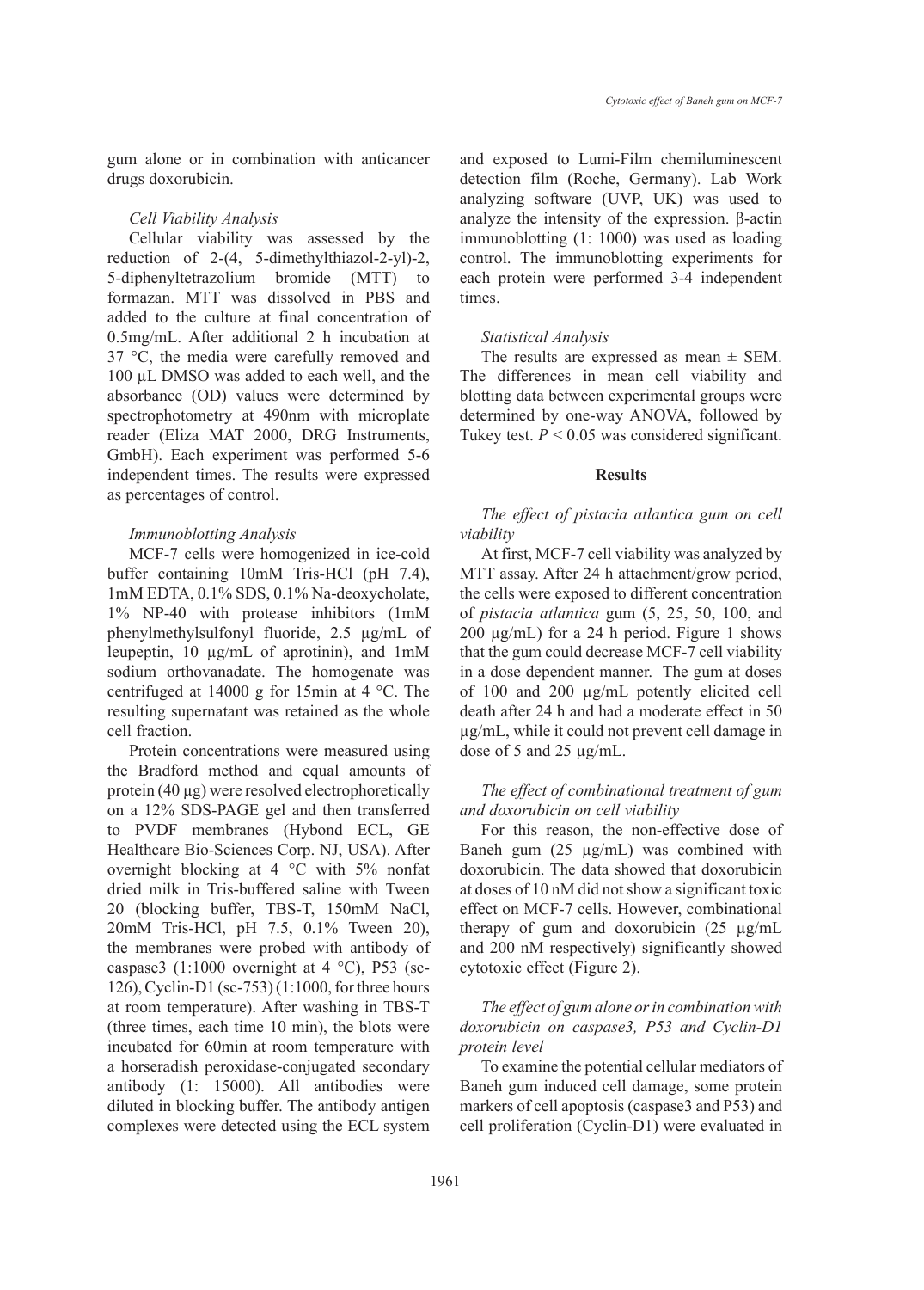gum alone or in combination with anticancer drugs doxorubicin.

*Cell Viability Analysis*

Cellular viability was assessed by the reduction of 2-(4, 5-dimethylthiazol-2-yl)-2, 5-diphenyltetrazolium bromide (MTT) to formazan. MTT was dissolved in PBS and added to the culture at final concentration of 0.5mg/mL. After additional 2 h incubation at 37 °C, the media were carefully removed and 100 µL DMSO was added to each well, and the absorbance (OD) values were determined by spectrophotometry at 490nm with microplate reader (Eliza MAT 2000, DRG Instruments, GmbH). Each experiment was performed 5-6 independent times. The results were expressed as percentages of control.

*Immunoblotting Analysis*

MCF-7 cells were homogenized in ice-cold buffer containing 10mM Tris-HCl (pH 7.4), 1mM EDTA, 0.1% SDS, 0.1% Na-deoxycholate, 1% NP-40 with protease inhibitors (1mM phenylmethylsulfonyl fluoride, 2.5 µg/mL of leupeptin, 10 µg/mL of aprotinin), and 1mM sodium orthovanadate. The homogenate was centrifuged at 14000 g for 15min at 4 °C. The resulting supernatant was retained as the whole cell fraction.

Protein concentrations were measured using the Bradford method and equal amounts of protein (40 µg) were resolved electrophoretically on a 12% SDS-PAGE gel and then transferred to PVDF membranes (Hybond ECL, GE Healthcare Bio-Sciences Corp. NJ, USA). After overnight blocking at 4 °C with 5% nonfat dried milk in Tris-buffered saline with Tween 20 (blocking buffer, TBS-T, 150mM NaCl, 20mM Tris-HCl, pH 7.5, 0.1% Tween 20), the membranes were probed with antibody of caspase3 (1:1000 overnight at 4 °C), P53 (sc-126), Cyclin-D1 (sc-753) (1:1000, for three hours at room temperature). After washing in TBS-T (three times, each time 10 min), the blots were incubated for 60min at room temperature with a horseradish peroxidase-conjugated secondary antibody (1: 15000). All antibodies were diluted in blocking buffer. The antibody antigen complexes were detected using the ECL system and exposed to Lumi-Film chemiluminescent detection film (Roche, Germany). Lab Work analyzing software (UVP, UK) was used to analyze the intensity of the expression. β-actin immunoblotting (1: 1000) was used as loading control. The immunoblotting experiments for each protein were performed 3-4 independent times.

*Statistical Analysis*

The results are expressed as mean ± SEM. The differences in mean cell viability and blotting data between experimental groups were determined by one-way ANOVA, followed by Tukey test. $P < 0.05$ was considered significant.

## Results

*The effect of pistacia atlantica gum on cell viability*

At first, MCF-7 cell viability was analyzed by MTT assay. After 24 h attachment/grow period, the cells were exposed to different concentration of *pistacia atlantica* gum (5, 25, 50, 100, and 200 µg/mL) for a 24 h period. Figure 1 shows that the gum could decrease MCF-7 cell viability in a dose dependent manner. The gum at doses of 100 and 200 µg/mL potently elicited cell death after 24 h and had a moderate effect in 50 µg/mL, while it could not prevent cell damage in dose of 5 and 25 µg/mL.

*The effect of combinational treatment of gum and doxorubicin on cell viability*

For this reason, the non-effective dose of Baneh gum (25 µg/mL) was combined with doxorubicin. The data showed that doxorubicin at doses of 10 nM did not show a significant toxic effect on MCF-7 cells. However, combinational therapy of gum and doxorubicin (25 µg/mL and 200 nM respectively) significantly showed cytotoxic effect (Figure 2).

*The effect of gum alone or in combination with doxorubicin on caspase3, P53 and Cyclin-D1 protein level*

To examine the potential cellular mediators of Baneh gum induced cell damage, some protein markers of cell apoptosis (caspase3 and P53) and cell proliferation (Cyclin-D1) were evaluated in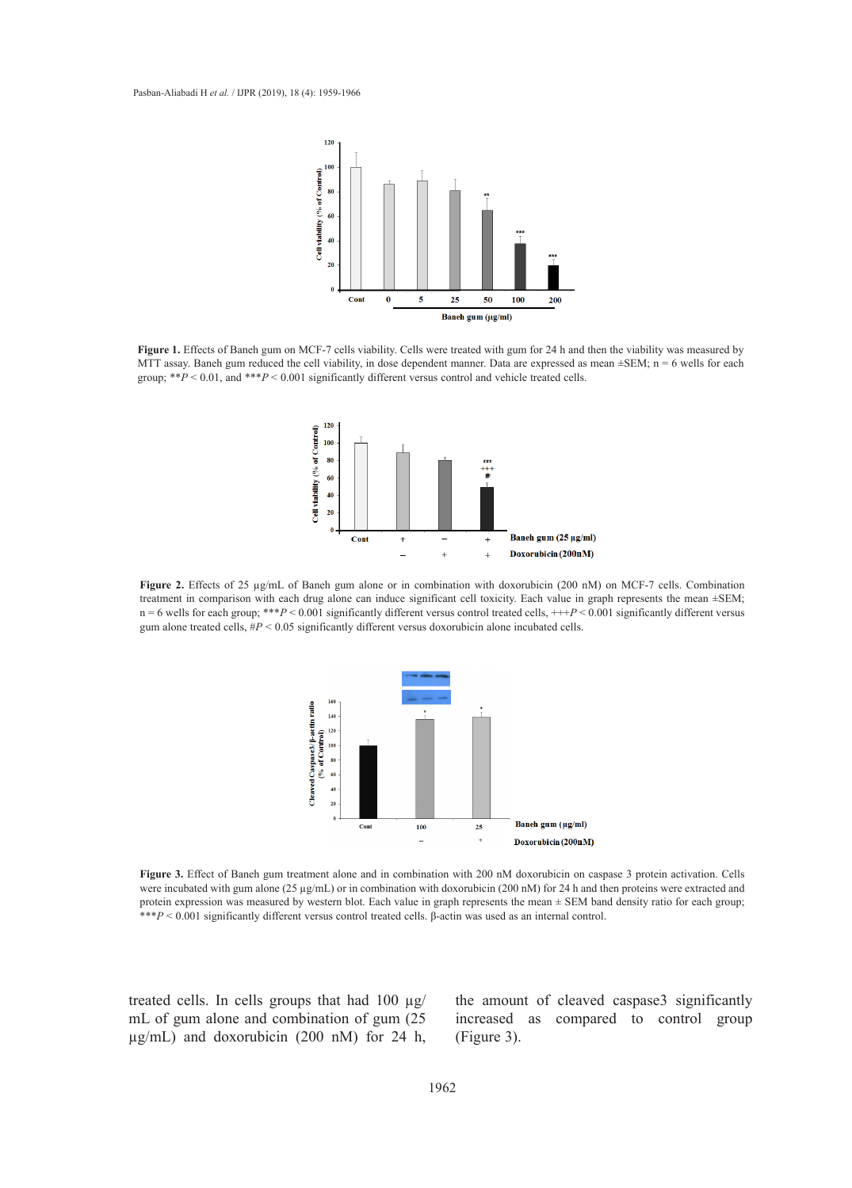**Figure 1.** Effects of Baneh gum on MCF-7 cells viability. Cells were treated with gum for 24 h and then the viability was measured by MTT assay. Baneh gum reduced the cell viability, in dose dependent manner. Data are expressed as mean ±SEM; n = 6 wells for each group; ***P* < 0.01, and ****P* < 0.001 significantly different versus control and vehicle treated cells.

**Figure 2.** Effects of 25 µg/mL of Baneh gum alone or in combination with doxorubicin (200 nM) on MCF-7 cells. Combination treatment in comparison with each drug alone can induce significant cell toxicity. Each value in graph represents the mean ±SEM; n = 6 wells for each group; ****P* < 0.001 significantly different versus control treated cells, +++*P* < 0.001 significantly different versus gum alone treated cells, #*P* < 0.05 significantly different versus doxorubicin alone incubated cells.

**Figure 3.** Effect of Baneh gum treatment alone and in combination with 200 nM doxorubicin on caspase 3 protein activation. Cells were incubated with gum alone (25 µg/mL) or in combination with doxorubicin (200 nM) for 24 h and then proteins were extracted and protein expression was measured by western blot. Each value in graph represents the mean ± SEM band density ratio for each group; ****P* < 0.001 significantly different versus control treated cells. β-actin was used as an internal control.

treated cells. In cells groups that had 100 µg/mL of gum alone and combination of gum (25 µg/mL) and doxorubicin (200 nM) for 24 h, the amount of cleaved caspase3 significantly increased as compared to control group (Figure 3).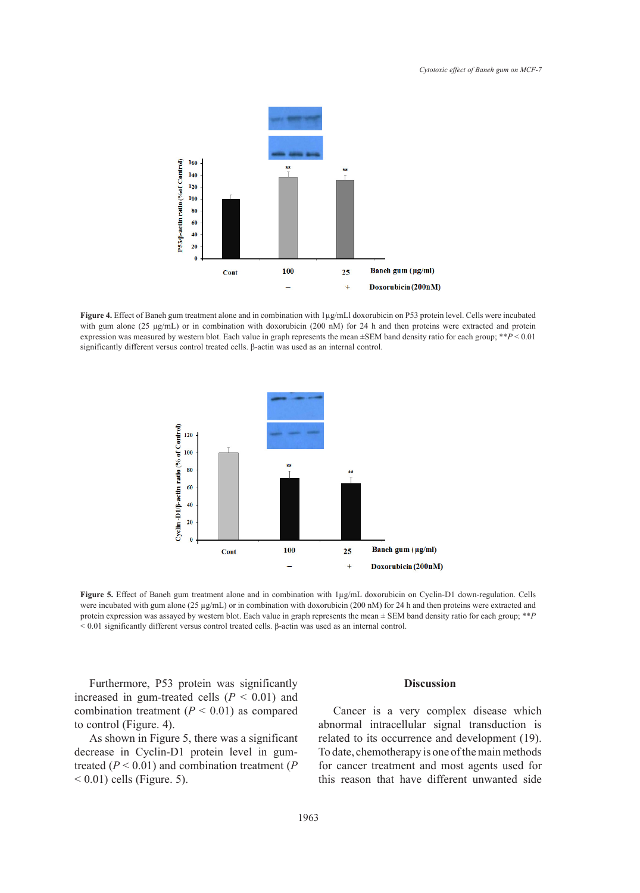**Figure 4.** Effect of Baneh gum treatment alone and in combination with 1µg/mLl doxorubicin on P53 protein level. Cells were incubated with gum alone (25 µg/mL) or in combination with doxorubicin (200 nM) for 24 h and then proteins were extracted and protein expression was measured by western blot. Each value in graph represents the mean ±SEM band density ratio for each group; ***P* < 0.01 significantly different versus control treated cells. β-actin was used as an internal control.

**Figure 5.** Effect of Baneh gum treatment alone and in combination with 1µg/mL doxorubicin on Cyclin-D1 down-regulation. Cells were incubated with gum alone (25 µg/mL) or in combination with doxorubicin (200 nM) for 24 h and then proteins were extracted and protein expression was assayed by western blot. Each value in graph represents the mean ± SEM band density ratio for each group; ***P* < 0.01 significantly different versus control treated cells. β-actin was used as an internal control.

Furthermore, P53 protein was significantly increased in gum-treated cells ($P < 0.01$) and combination treatment ($P < 0.01$) as compared to control (Figure. 4).

As shown in Figure 5, there was a significant decrease in Cyclin-D1 protein level in gum-treated ($P < 0.01$) and combination treatment ($P < 0.01$) cells (Figure. 5).

## Discussion

Cancer is a very complex disease which abnormal intracellular signal transduction is related to its occurrence and development (19). To date, chemotherapy is one of the main methods for cancer treatment and most agents used for this reason that have different unwanted side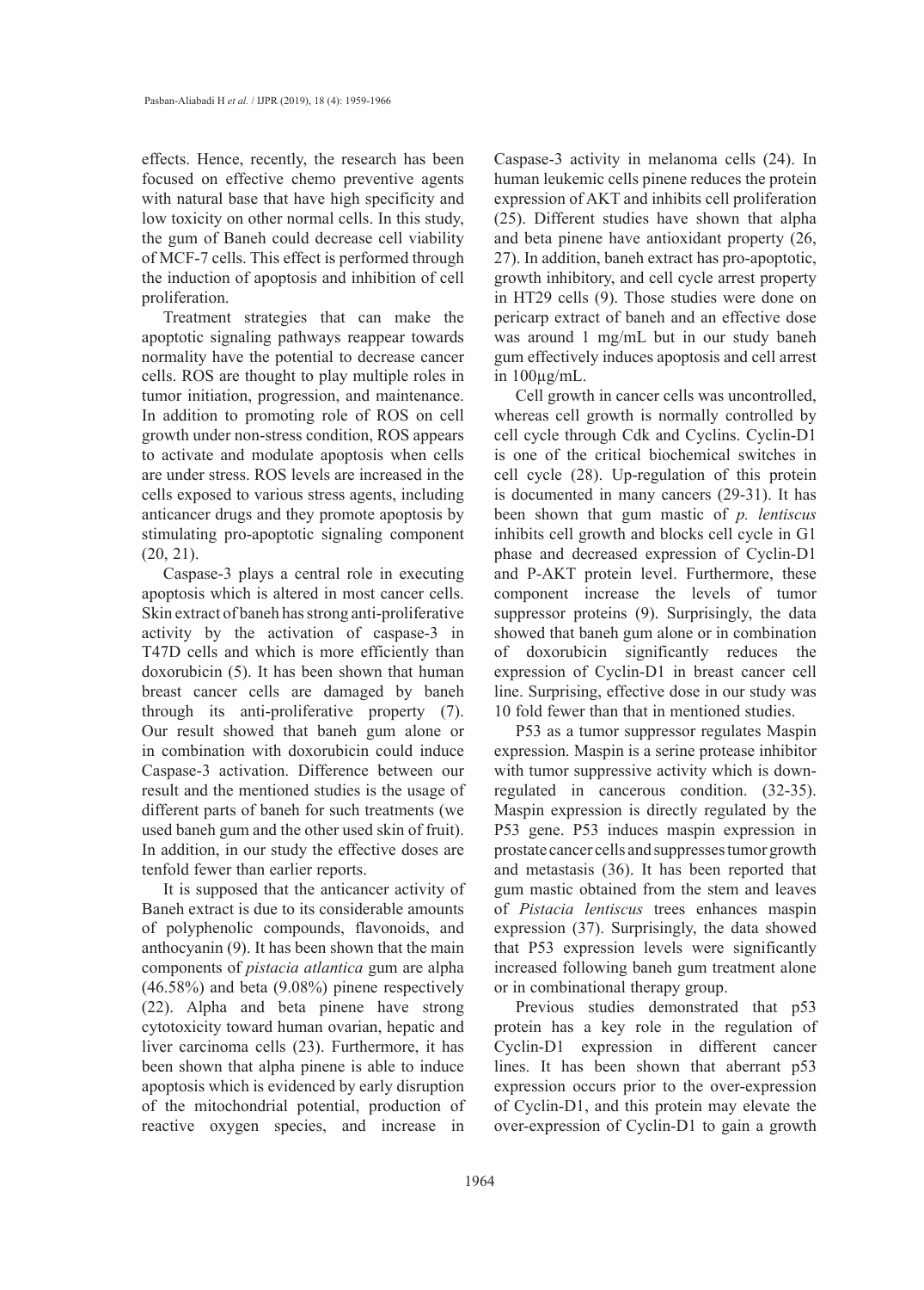effects. Hence, recently, the research has been focused on effective chemo preventive agents with natural base that have high specificity and low toxicity on other normal cells. In this study, the gum of Baneh could decrease cell viability of MCF-7 cells. This effect is performed through the induction of apoptosis and inhibition of cell proliferation.

Treatment strategies that can make the apoptotic signaling pathways reappear towards normality have the potential to decrease cancer cells. ROS are thought to play multiple roles in tumor initiation, progression, and maintenance. In addition to promoting role of ROS on cell growth under non-stress condition, ROS appears to activate and modulate apoptosis when cells are under stress. ROS levels are increased in the cells exposed to various stress agents, including anticancer drugs and they promote apoptosis by stimulating pro-apoptotic signaling component (20, 21).

Caspase-3 plays a central role in executing apoptosis which is altered in most cancer cells. Skin extract of baneh has strong anti-proliferative activity by the activation of caspase-3 in T47D cells and which is more efficiently than doxorubicin (5). It has been shown that human breast cancer cells are damaged by baneh through its anti-proliferative property (7). Our result showed that baneh gum alone or in combination with doxorubicin could induce Caspase-3 activation. Difference between our result and the mentioned studies is the usage of different parts of baneh for such treatments (we used baneh gum and the other used skin of fruit). In addition, in our study the effective doses are tenfold fewer than earlier reports.

It is supposed that the anticancer activity of Baneh extract is due to its considerable amounts of polyphenolic compounds, flavonoids, and anthocyanin (9). It has been shown that the main components of *pistacia atlantica* gum are alpha (46.58%) and beta (9.08%) pinene respectively (22). Alpha and beta pinene have strong cytotoxicity toward human ovarian, hepatic and liver carcinoma cells (23). Furthermore, it has been shown that alpha pinene is able to induce apoptosis which is evidenced by early disruption of the mitochondrial potential, production of reactive oxygen species, and increase in Caspase-3 activity in melanoma cells (24). In human leukemic cells pinene reduces the protein expression of AKT and inhibits cell proliferation (25). Different studies have shown that alpha and beta pinene have antioxidant property (26, 27). In addition, baneh extract has pro-apoptotic, growth inhibitory, and cell cycle arrest property in HT29 cells (9). Those studies were done on pericarp extract of baneh and an effective dose was around 1 mg/mL but in our study baneh gum effectively induces apoptosis and cell arrest in 100μg/mL.

Cell growth in cancer cells was uncontrolled, whereas cell growth is normally controlled by cell cycle through Cdk and Cyclins. Cyclin-D1 is one of the critical biochemical switches in cell cycle (28). Up-regulation of this protein is documented in many cancers (29-31). It has been shown that gum mastic of *p. lentiscus* inhibits cell growth and blocks cell cycle in G1 phase and decreased expression of Cyclin-D1 and P-AKT protein level. Furthermore, these component increase the levels of tumor suppressor proteins (9). Surprisingly, the data showed that baneh gum alone or in combination of doxorubicin significantly reduces the expression of Cyclin-D1 in breast cancer cell line. Surprising, effective dose in our study was 10 fold fewer than that in mentioned studies.

P53 as a tumor suppressor regulates Maspin expression. Maspin is a serine protease inhibitor with tumor suppressive activity which is down-regulated in cancerous condition. (32-35). Maspin expression is directly regulated by the P53 gene. P53 induces maspin expression in prostate cancer cells and suppresses tumor growth and metastasis (36). It has been reported that gum mastic obtained from the stem and leaves of *Pistacia lentiscus* trees enhances maspin expression (37). Surprisingly, the data showed that P53 expression levels were significantly increased following baneh gum treatment alone or in combinational therapy group.

Previous studies demonstrated that p53 protein has a key role in the regulation of Cyclin-D1 expression in different cancer lines. It has been shown that aberrant p53 expression occurs prior to the over-expression of Cyclin-D1, and this protein may elevate the over-expression of Cyclin-D1 to gain a growth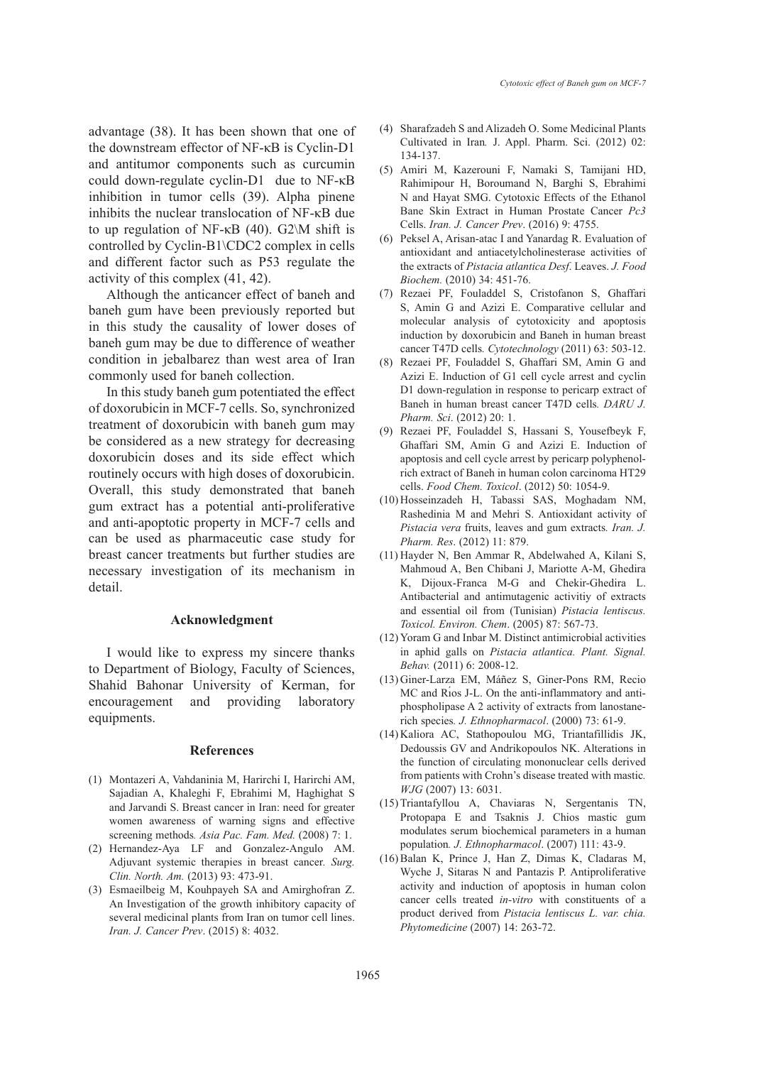advantage (38). It has been shown that one of the downstream effector of NF-κB is Cyclin-D1 and antitumor components such as curcumin could down-regulate cyclin-D1 due to NF-κB inhibition in tumor cells (39). Alpha pinene inhibits the nuclear translocation of NF-κB due to up regulation of NF-κB (40). G2\M shift is controlled by Cyclin-B1\CDC2 complex in cells and different factor such as P53 regulate the activity of this complex (41, 42).

Although the anticancer effect of baneh and baneh gum have been previously reported but in this study the causality of lower doses of baneh gum may be due to difference of weather condition in jebalbarez than west area of Iran commonly used for baneh collection.

In this study baneh gum potentiated the effect of doxorubicin in MCF-7 cells. So, synchronized treatment of doxorubicin with baneh gum may be considered as a new strategy for decreasing doxorubicin doses and its side effect which routinely occurs with high doses of doxorubicin. Overall, this study demonstrated that baneh gum extract has a potential anti-proliferative and anti-apoptotic property in MCF-7 cells and can be used as pharmaceutic case study for breast cancer treatments but further studies are necessary investigation of its mechanism in detail.

## Acknowledgment

I would like to express my sincere thanks to Department of Biology, Faculty of Sciences, Shahid Bahonar University of Kerman, for encouragement and providing laboratory equipments.

## References

(1) Montazeri A, Vahdaninia M, Harirchi I, Harirchi AM, Sajadian A, Khaleghi F, Ebrahimi M, Haghighat S and Jarvandi S. Breast cancer in Iran: need for greater women awareness of warning signs and effective screening methods*. Asia Pac. Fam. Med.* (2008) 7: 1.

(2) Hernandez-Aya LF and Gonzalez-Angulo AM. Adjuvant systemic therapies in breast cancer*. Surg. Clin. North. Am.* (2013) 93: 473-91.

(3) Esmaeilbeig M, Kouhpayeh SA and Amirghofran Z. An Investigation of the growth inhibitory capacity of several medicinal plants from Iran on tumor cell lines. *Iran. J. Cancer Prev*. (2015) 8: 4032.

(4) Sharafzadeh S and Alizadeh O. Some Medicinal Plants Cultivated in Iran*.* J. Appl. Pharm. Sci. (2012) 02: 134-137.

(5) Amiri M, Kazerouni F, Namaki S, Tamijani HD, Rahimipour H, Boroumand N, Barghi S, Ebrahimi N and Hayat SMG. Cytotoxic Effects of the Ethanol Bane Skin Extract in Human Prostate Cancer *Pc3* Cells. *Iran. J. Cancer Prev*. (2016) 9: 4755.

(6) Peksel A, Arisan-atac I and Yanardag R. Evaluation of antioxidant and antiacetylcholinesterase activities of the extracts of *Pistacia atlantica Desf*. Leaves. *J. Food Biochem.* (2010) 34: 451-76.

(7) Rezaei PF, Fouladdel S, Cristofanon S, Ghaffari S, Amin G and Azizi E. Comparative cellular and molecular analysis of cytotoxicity and apoptosis induction by doxorubicin and Baneh in human breast cancer T47D cells*. Cytotechnology* (2011) 63: 503-12.

(8) Rezaei PF, Fouladdel S, Ghaffari SM, Amin G and Azizi E. Induction of G1 cell cycle arrest and cyclin D1 down-regulation in response to pericarp extract of Baneh in human breast cancer T47D cells*. DARU J. Pharm. Sci*. (2012) 20: 1.

(9) Rezaei PF, Fouladdel S, Hassani S, Yousefbeyk F, Ghaffari SM, Amin G and Azizi E. Induction of apoptosis and cell cycle arrest by pericarp polyphenol-rich extract of Baneh in human colon carcinoma HT29 cells. *Food Chem. Toxicol*. (2012) 50: 1054-9.

(10) Hosseinzadeh H, Tabassi SAS, Moghadam NM, Rashedinia M and Mehri S. Antioxidant activity of *Pistacia vera* fruits, leaves and gum extracts*. Iran. J. Pharm. Res*. (2012) 11: 879.

(11) Hayder N, Ben Ammar R, Abdelwahed A, Kilani S, Mahmoud A, Ben Chibani J, Mariotte A-M, Ghedira K, Dijoux-Franca M-G and Chekir-Ghedira L. Antibacterial and antimutagenic activitiy of extracts and essential oil from (Tunisian) *Pistacia lentiscus. Toxicol. Environ. Chem*. (2005) 87: 567-73.

(12) Yoram G and Inbar M. Distinct antimicrobial activities in aphid galls on *Pistacia atlantica. Plant. Signal. Behav.* (2011) 6: 2008-12.

(13) Giner-Larza EM, Máñez S, Giner-Pons RM, Recio MC and Ríos J-L. On the anti-inflammatory and anti-phospholipase A 2 activity of extracts from lanostane-rich species*. J. Ethnopharmacol*. (2000) 73: 61-9.

(14) Kaliora AC, Stathopoulou MG, Triantafillidis JK, Dedoussis GV and Andrikopoulos NK. Alterations in the function of circulating mononuclear cells derived from patients with Crohn's disease treated with mastic*. WJG* (2007) 13: 6031.

(15) Triantafyllou A, Chaviaras N, Sergentanis TN, Protopapa E and Tsaknis J. Chios mastic gum modulates serum biochemical parameters in a human population*. J. Ethnopharmacol*. (2007) 111: 43-9.

(16) Balan K, Prince J, Han Z, Dimas K, Cladaras M, Wyche J, Sitaras N and Pantazis P. Antiproliferative activity and induction of apoptosis in human colon cancer cells treated *in-vitro* with constituents of a product derived from *Pistacia lentiscus L. var. chia. Phytomedicine* (2007) 14: 263-72.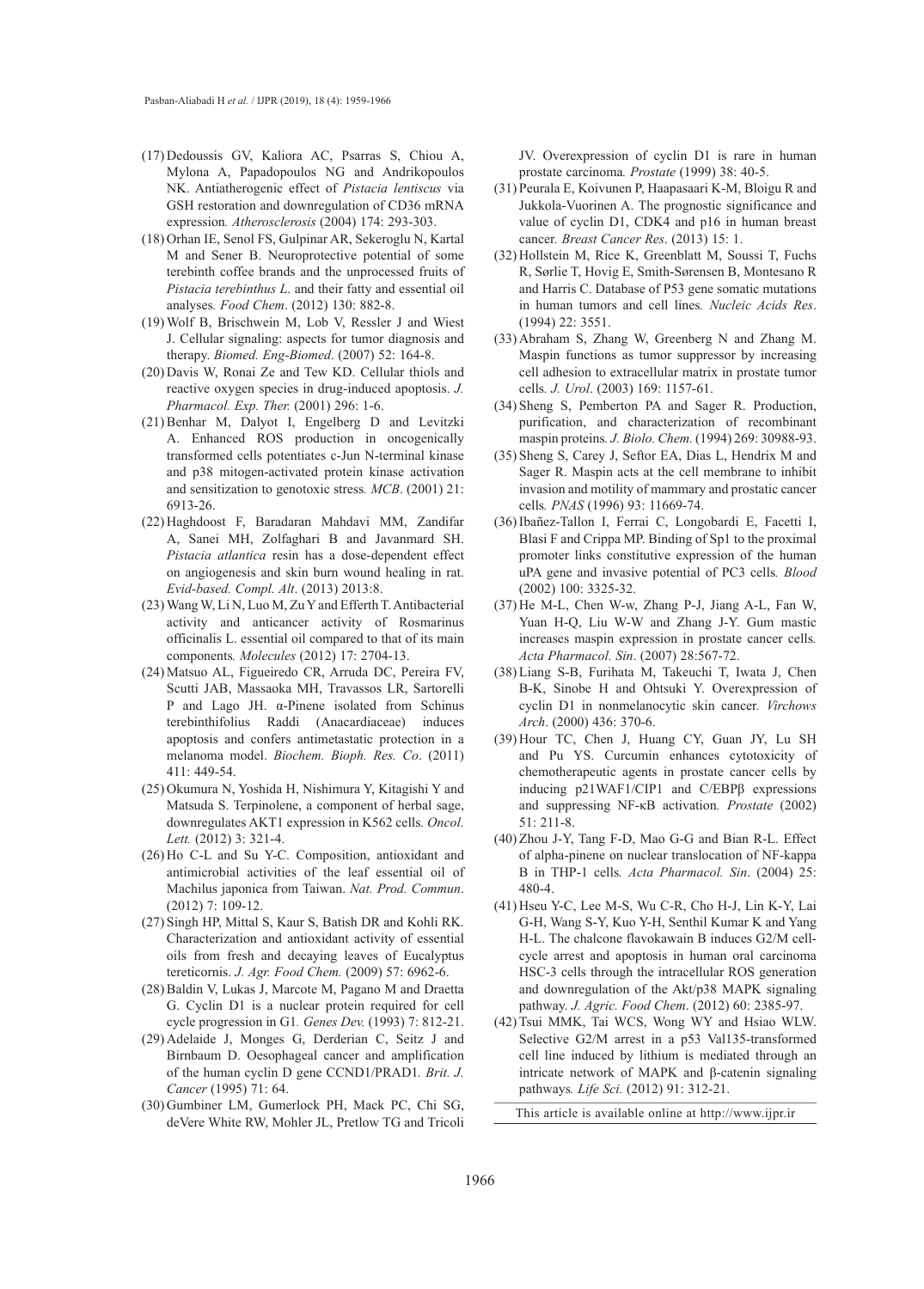(17) Dedoussis GV, Kaliora AC, Psarras S, Chiou A, Mylona A, Papadopoulos NG and Andrikopoulos NK. Antiatherogenic effect of *Pistacia lentiscus* via GSH restoration and downregulation of CD36 mRNA expression. *Atherosclerosis* (2004) 174: 293-303.

(18) Orhan IE, Senol FS, Gulpinar AR, Sekeroglu N, Kartal M and Sener B. Neuroprotective potential of some terebinth coffee brands and the unprocessed fruits of *Pistacia terebinthus L*. and their fatty and essential oil analyses. *Food Chem*. (2012) 130: 882-8.

(19) Wolf B, Brischwein M, Lob V, Ressler J and Wiest J. Cellular signaling: aspects for tumor diagnosis and therapy. *Biomed. Eng-Biomed*. (2007) 52: 164-8.

(20) Davis W, Ronai Ze and Tew KD. Cellular thiols and reactive oxygen species in drug-induced apoptosis. *J. Pharmacol. Exp. Ther.* (2001) 296: 1-6.

(21) Benhar M, Dalyot I, Engelberg D and Levitzki A. Enhanced ROS production in oncogenically transformed cells potentiates c-Jun N-terminal kinase and p38 mitogen-activated protein kinase activation and sensitization to genotoxic stress. *MCB*. (2001) 21: 6913-26.

(22) Haghdoost F, Baradaran Mahdavi MM, Zandifar A, Sanei MH, Zolfaghari B and Javanmard SH. *Pistacia atlantica* resin has a dose-dependent effect on angiogenesis and skin burn wound healing in rat. *Evid-based. Compl. Alt*. (2013) 2013:8.

(23) Wang W, Li N, Luo M, Zu Y and Efferth T. Antibacterial activity and anticancer activity of Rosmarinus officinalis L. essential oil compared to that of its main components. *Molecules* (2012) 17: 2704-13.

(24) Matsuo AL, Figueiredo CR, Arruda DC, Pereira FV, Scutti JAB, Massaoka MH, Travassos LR, Sartorelli P and Lago JH. α-Pinene isolated from Schinus terebinthifolius Raddi (Anacardiaceae) induces apoptosis and confers antimetastatic protection in a melanoma model. *Biochem. Bioph. Res. Co*. (2011) 411: 449-54.

(25) Okumura N, Yoshida H, Nishimura Y, Kitagishi Y and Matsuda S. Terpinolene, a component of herbal sage, downregulates AKT1 expression in K562 cells. *Oncol. Lett.* (2012) 3: 321-4.

(26) Ho C-L and Su Y-C. Composition, antioxidant and antimicrobial activities of the leaf essential oil of Machilus japonica from Taiwan. *Nat. Prod. Commun*. (2012) 7: 109-12.

(27) Singh HP, Mittal S, Kaur S, Batish DR and Kohli RK. Characterization and antioxidant activity of essential oils from fresh and decaying leaves of Eucalyptus tereticornis. *J. Agr. Food Chem.* (2009) 57: 6962-6.

(28) Baldin V, Lukas J, Marcote M, Pagano M and Draetta G. Cyclin D1 is a nuclear protein required for cell cycle progression in G1. *Genes Dev.* (1993) 7: 812-21.

(29) Adelaide J, Monges G, Derderian C, Seitz J and Birnbaum D. Oesophageal cancer and amplification of the human cyclin D gene CCND1/PRAD1. *Brit. J. Cancer* (1995) 71: 64.

(30) Gumbiner LM, Gumerlock PH, Mack PC, Chi SG, deVere White RW, Mohler JL, Pretlow TG and Tricoli JV. Overexpression of cyclin D1 is rare in human prostate carcinoma. *Prostate* (1999) 38: 40-5.

(31) Peurala E, Koivunen P, Haapasaari K-M, Bloigu R and Jukkola-Vuorinen A. The prognostic significance and value of cyclin D1, CDK4 and p16 in human breast cancer. *Breast Cancer Res*. (2013) 15: 1.

(32) Hollstein M, Rice K, Greenblatt M, Soussi T, Fuchs R, Sørlie T, Hovig E, Smith-Sørensen B, Montesano R and Harris C. Database of P53 gene somatic mutations in human tumors and cell lines. *Nucleic Acids Res*. (1994) 22: 3551.

(33) Abraham S, Zhang W, Greenberg N and Zhang M. Maspin functions as tumor suppressor by increasing cell adhesion to extracellular matrix in prostate tumor cells. *J. Urol*. (2003) 169: 1157-61.

(34) Sheng S, Pemberton PA and Sager R. Production, purification, and characterization of recombinant maspin proteins. *J. Biolo. Chem.* (1994) 269: 30988-93.

(35) Sheng S, Carey J, Seftor EA, Dias L, Hendrix M and Sager R. Maspin acts at the cell membrane to inhibit invasion and motility of mammary and prostatic cancer cells. *PNAS* (1996) 93: 11669-74.

(36) Ibañez-Tallon I, Ferrai C, Longobardi E, Facetti I, Blasi F and Crippa MP. Binding of Sp1 to the proximal promoter links constitutive expression of the human uPA gene and invasive potential of PC3 cells. *Blood* (2002) 100: 3325-32.

(37) He M-L, Chen W-w, Zhang P-J, Jiang A-L, Fan W, Yuan H-Q, Liu W-W and Zhang J-Y. Gum mastic increases maspin expression in prostate cancer cells. *Acta Pharmacol. Sin*. (2007) 28:567-72.

(38) Liang S-B, Furihata M, Takeuchi T, Iwata J, Chen B-K, Sinobe H and Ohtsuki Y. Overexpression of cyclin D1 in nonmelanocytic skin cancer. *Virchows Arch*. (2000) 436: 370-6.

(39) Hour TC, Chen J, Huang CY, Guan JY, Lu SH and Pu YS. Curcumin enhances cytotoxicity of chemotherapeutic agents in prostate cancer cells by inducing p21WAF1/CIP1 and C/EBPβ expressions and suppressing NF-κB activation. *Prostate* (2002) 51: 211-8.

(40) Zhou J-Y, Tang F-D, Mao G-G and Bian R-L. Effect of alpha-pinene on nuclear translocation of NF-kappa B in THP-1 cells. *Acta Pharmacol. Sin*. (2004) 25: 480-4.

(41) Hseu Y-C, Lee M-S, Wu C-R, Cho H-J, Lin K-Y, Lai G-H, Wang S-Y, Kuo Y-H, Senthil Kumar K and Yang H-L. The chalcone flavokawain B induces G2/M cell-cycle arrest and apoptosis in human oral carcinoma HSC-3 cells through the intracellular ROS generation and downregulation of the Akt/p38 MAPK signaling pathway. *J. Agric. Food Chem*. (2012) 60: 2385-97.

(42) Tsui MMK, Tai WCS, Wong WY and Hsiao WLW. Selective G2/M arrest in a p53 Val135-transformed cell line induced by lithium is mediated through an intricate network of MAPK and β-catenin signaling pathways. *Life Sci.* (2012) 91: 312-21.

This article is available online at http://www.ijpr.ir